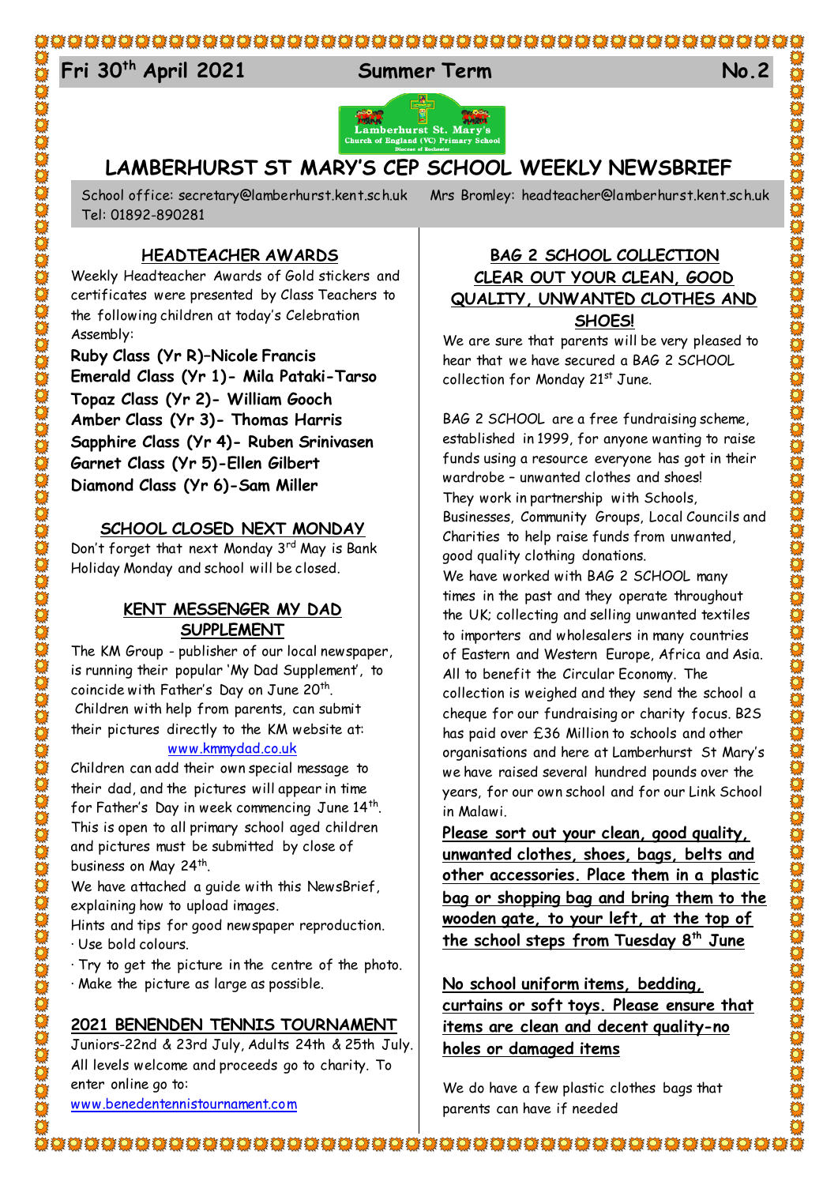**Fri 30th April 2021 Summer Term No.2**

# LAMBERHURST ST MARY'S CEP SCHOOL WEEKLY NEWSBRIEF

School office: secretary@lamberhurst.kent.sch.uk Mrs Bromley: headteacher@lamberhurst.kent.sch.uk
Tel: 01892-890281

## HEADTEACHER AWARDS

Weekly Headteacher Awards of Gold stickers and certificates were presented by Class Teachers to the following children at today's Celebration Assembly:

**Ruby Class (Yr R)–Nicole Francis**
**Emerald Class (Yr 1)- Mila Pataki-Tarso**
**Topaz Class (Yr 2)- William Gooch**
**Amber Class (Yr 3)- Thomas Harris**
**Sapphire Class (Yr 4)- Ruben Srinivasen**
**Garnet Class (Yr 5)-Ellen Gilbert**
**Diamond Class (Yr 6)-Sam Miller**

## SCHOOL CLOSED NEXT MONDAY

Don't forget that next Monday 3rd May is Bank Holiday Monday and school will be closed.

## KENT MESSENGER MY DAD SUPPLEMENT

The KM Group - publisher of our local newspaper, is running their popular 'My Dad Supplement', to coincide with Father's Day on June 20th.
Children with help from parents, can submit their pictures directly to the KM website at:
www.kmmydad.co.uk

Children can add their own special message to their dad, and the pictures will appear in time for Father's Day in week commencing June 14th.
This is open to all primary school aged children and pictures must be submitted by close of business on May 24th.
We have attached a guide with this NewsBrief, explaining how to upload images.
Hints and tips for good newspaper reproduction.
- Use bold colours.
- Try to get the picture in the centre of the photo.
- Make the picture as large as possible.

## 2021 BENENDEN TENNIS TOURNAMENT

Juniors-22nd & 23rd July, Adults 24th & 25th July.
All levels welcome and proceeds go to charity. To enter online go to:
www.benedentennistournament.com

## BAG 2 SCHOOL COLLECTION CLEAR OUT YOUR CLEAN, GOOD QUALITY, UNWANTED CLOTHES AND SHOES!

We are sure that parents will be very pleased to hear that we have secured a BAG 2 SCHOOL collection for Monday 21st June.

BAG 2 SCHOOL are a free fundraising scheme, established in 1999, for anyone wanting to raise funds using a resource everyone has got in their wardrobe – unwanted clothes and shoes!
They work in partnership with Schools, Businesses, Community Groups, Local Councils and Charities to help raise funds from unwanted, good quality clothing donations.
We have worked with BAG 2 SCHOOL many times in the past and they operate throughout the UK; collecting and selling unwanted textiles to importers and wholesalers in many countries of Eastern and Western Europe, Africa and Asia. All to benefit the Circular Economy. The collection is weighed and they send the school a cheque for our fundraising or charity focus. B2S has paid over £36 Million to schools and other organisations and here at Lamberhurst St Mary's we have raised several hundred pounds over the years, for our own school and for our Link School in Malawi.

**Please sort out your clean, good quality, unwanted clothes, shoes, bags, belts and other accessories. Place them in a plastic bag or shopping bag and bring them to the wooden gate, to your left, at the top of the school steps from Tuesday 8th June**

**No school uniform items, bedding, curtains or soft toys. Please ensure that items are clean and decent quality-no holes or damaged items**

We do have a few plastic clothes bags that parents can have if needed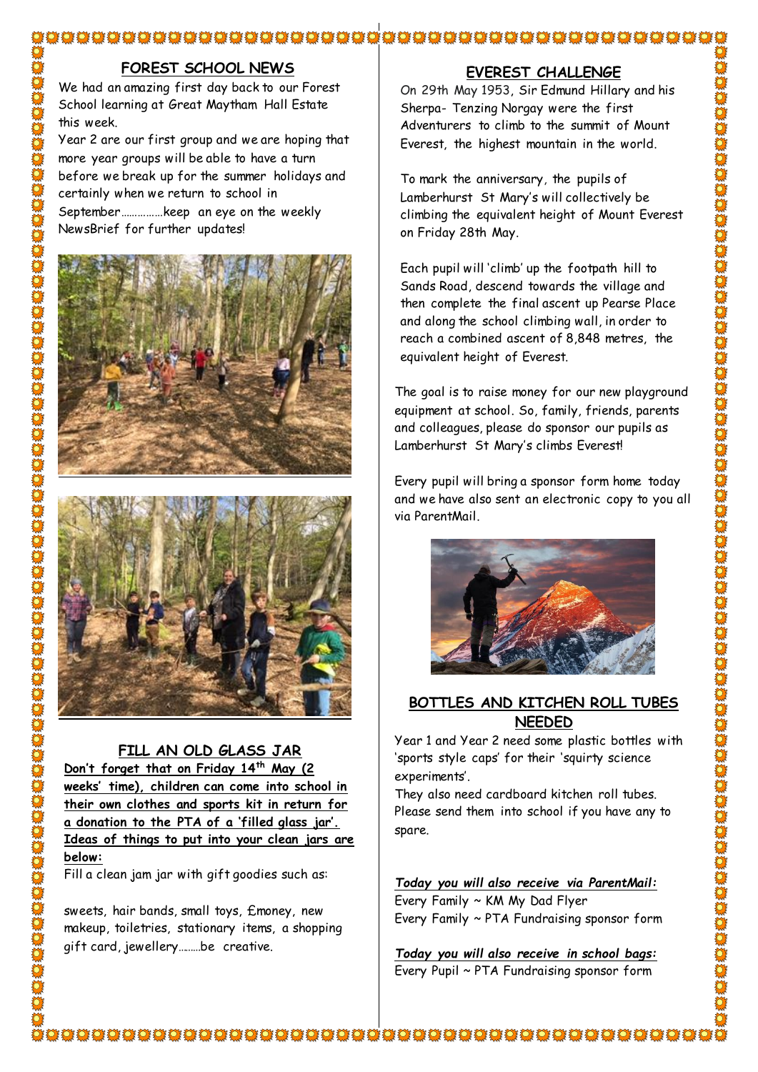## FOREST SCHOOL NEWS

We had an amazing first day back to our Forest School learning at Great Maytham Hall Estate this week.

Year 2 are our first group and we are hoping that more year groups will be able to have a turn before we break up for the summer holidays and certainly when we return to school in September……………keep an eye on the weekly NewsBrief for further updates!

## FILL AN OLD GLASS JAR

**Don't forget that on Friday 14th May (2 weeks' time), children can come into school in their own clothes and sports kit in return for a donation to the PTA of a 'filled glass jar'. Ideas of things to put into your clean jars are below:**

Fill a clean jam jar with gift goodies such as:

sweets, hair bands, small toys, £money, new makeup, toiletries, stationary items, a shopping gift card, jewellery………be creative.

## EVEREST CHALLENGE

On 29th May 1953, Sir Edmund Hillary and his Sherpa- Tenzing Norgay were the first Adventurers to climb to the summit of Mount Everest, the highest mountain in the world.

To mark the anniversary, the pupils of Lamberhurst St Mary's will collectively be climbing the equivalent height of Mount Everest on Friday 28th May.

Each pupil will 'climb' up the footpath hill to Sands Road, descend towards the village and then complete the final ascent up Pearse Place and along the school climbing wall, in order to reach a combined ascent of 8,848 metres, the equivalent height of Everest.

The goal is to raise money for our new playground equipment at school. So, family, friends, parents and colleagues, please do sponsor our pupils as Lamberhurst St Mary's climbs Everest!

Every pupil will bring a sponsor form home today and we have also sent an electronic copy to you all via ParentMail.

## BOTTLES AND KITCHEN ROLL TUBES NEEDED

Year 1 and Year 2 need some plastic bottles with 'sports style caps' for their 'squirty science experiments'.

They also need cardboard kitchen roll tubes. Please send them into school if you have any to spare.

***Today you will also receive via ParentMail:***

Every Family ~ KM My Dad Flyer

Every Family ~ PTA Fundraising sponsor form

***Today you will also receive in school bags:***

Every Pupil ~ PTA Fundraising sponsor form